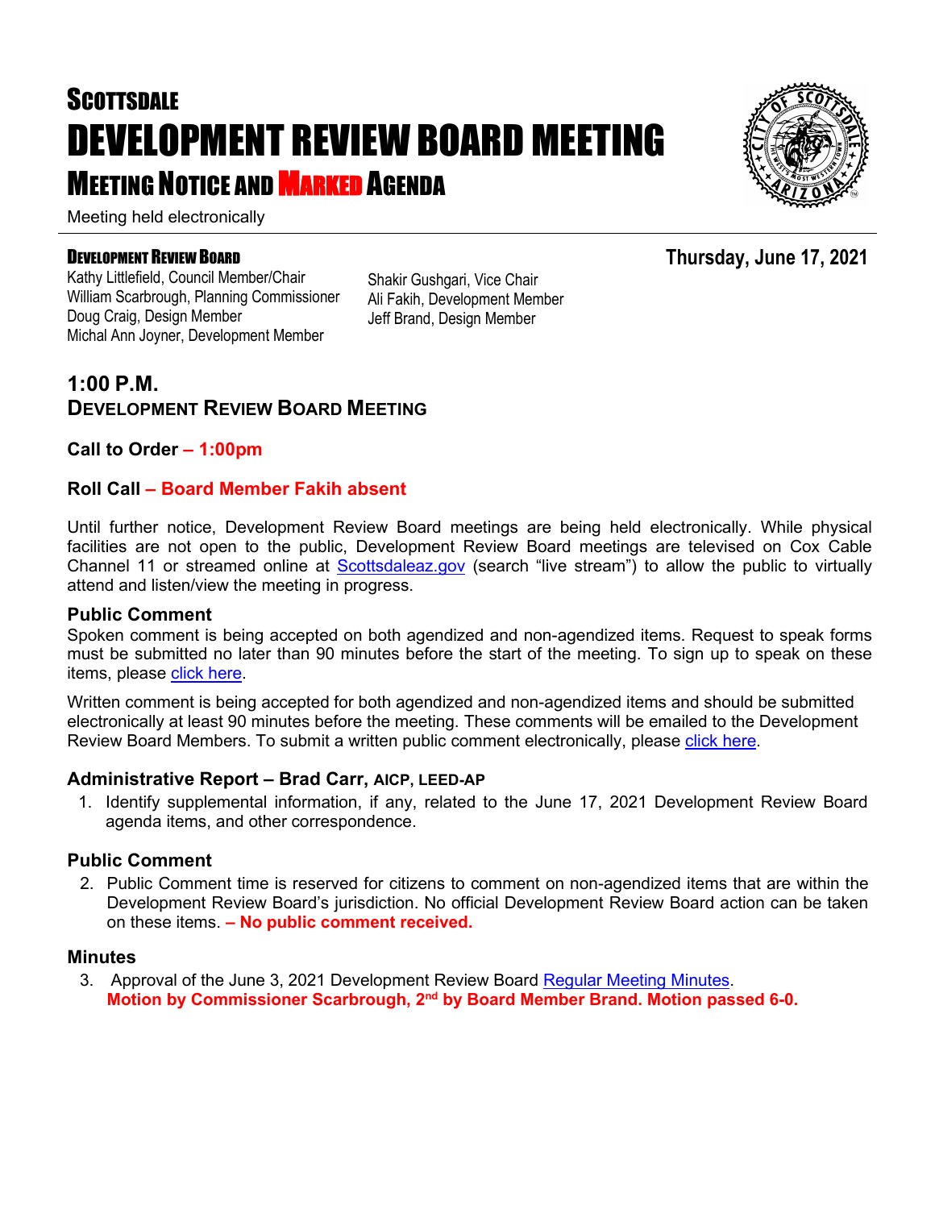# SCOTTSDALE
# DEVELOPMENT REVIEW BOARD MEETING
## MEETING NOTICE AND MARKED AGENDA

Meeting held electronically

**DEVELOPMENT REVIEW BOARD**

**Thursday, June 17, 2021**

Kathy Littlefield, Council Member/Chair
William Scarbrough, Planning Commissioner
Doug Craig, Design Member
Michal Ann Joyner, Development Member
Shakir Gushgari, Vice Chair
Ali Fakih, Development Member
Jeff Brand, Design Member

## 1:00 P.M.
## DEVELOPMENT REVIEW BOARD MEETING

### Call to Order – 1:00pm

### Roll Call – Board Member Fakih absent

Until further notice, Development Review Board meetings are being held electronically. While physical facilities are not open to the public, Development Review Board meetings are televised on Cox Cable Channel 11 or streamed online at Scottsdaleaz.gov (search "live stream") to allow the public to virtually attend and listen/view the meeting in progress.

### Public Comment

Spoken comment is being accepted on both agendized and non-agendized items. Request to speak forms must be submitted no later than 90 minutes before the start of the meeting. To sign up to speak on these items, please click here.

Written comment is being accepted for both agendized and non-agendized items and should be submitted electronically at least 90 minutes before the meeting. These comments will be emailed to the Development Review Board Members. To submit a written public comment electronically, please click here.

### Administrative Report – Brad Carr, AICP, LEED-AP

1. Identify supplemental information, if any, related to the June 17, 2021 Development Review Board agenda items, and other correspondence.

### Public Comment

2. Public Comment time is reserved for citizens to comment on non-agendized items that are within the Development Review Board's jurisdiction. No official Development Review Board action can be taken on these items. **– No public comment received.**

### Minutes

3. Approval of the June 3, 2021 Development Review Board Regular Meeting Minutes.
   **Motion by Commissioner Scarbrough, 2nd by Board Member Brand. Motion passed 6-0.**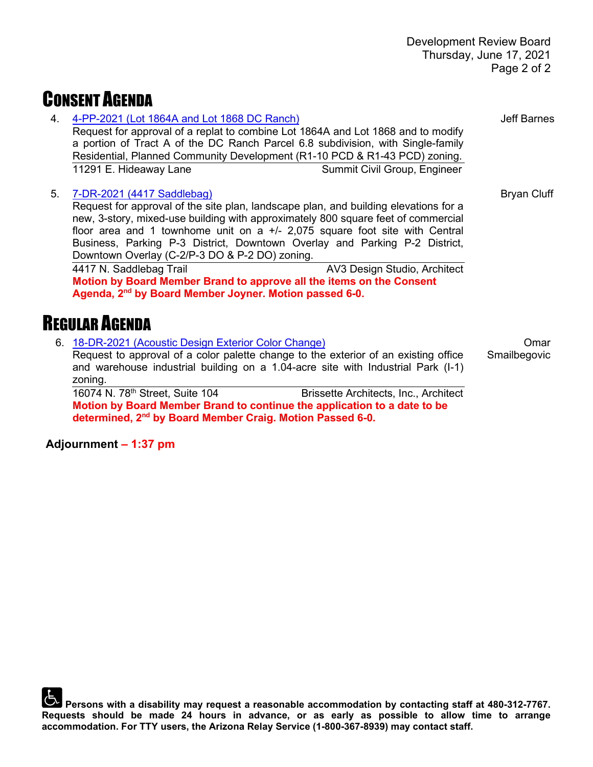## CONSENT AGENDA

4. 4-PP-2021 (Lot 1864A and Lot 1868 DC Ranch) — Jeff Barnes

   Request for approval of a replat to combine Lot 1864A and Lot 1868 and to modify a portion of Tract A of the DC Ranch Parcel 6.8 subdivision, with Single-family Residential, Planned Community Development (R1-10 PCD & R1-43 PCD) zoning.

   11291 E. Hideaway Lane — Summit Civil Group, Engineer

5. 7-DR-2021 (4417 Saddlebag) — Bryan Cluff

   Request for approval of the site plan, landscape plan, and building elevations for a new, 3-story, mixed-use building with approximately 800 square feet of commercial floor area and 1 townhome unit on a +/- 2,075 square foot site with Central Business, Parking P-3 District, Downtown Overlay and Parking P-2 District, Downtown Overlay (C-2/P-3 DO & P-2 DO) zoning.

   4417 N. Saddlebag Trail — AV3 Design Studio, Architect

   **Motion by Board Member Brand to approve all the items on the Consent Agenda, 2nd by Board Member Joyner. Motion passed 6-0.**

## REGULAR AGENDA

6. 18-DR-2021 (Acoustic Design Exterior Color Change) — Omar Smailbegovic

   Request to approval of a color palette change to the exterior of an existing office and warehouse industrial building on a 1.04-acre site with Industrial Park (I-1) zoning.

   16074 N. 78th Street, Suite 104 — Brissette Architects, Inc., Architect

   **Motion by Board Member Brand to continue the application to a date to be determined, 2nd by Board Member Craig. Motion Passed 6-0.**

**Adjournment – 1:37 pm**

**Persons with a disability may request a reasonable accommodation by contacting staff at 480-312-7767. Requests should be made 24 hours in advance, or as early as possible to allow time to arrange accommodation. For TTY users, the Arizona Relay Service (1-800-367-8939) may contact staff.**